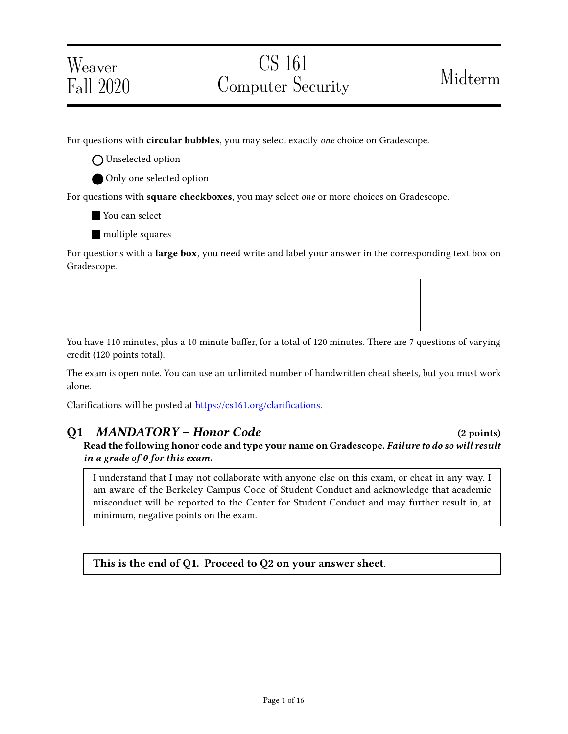Weaver
Fall 2020

# CS 161 Computer Security

Midterm

For questions with **circular bubbles**, you may select exactly *one* choice on Gradescope.

○ Unselected option

● Only one selected option

For questions with **square checkboxes**, you may select *one* or more choices on Gradescope.

■ You can select

■ multiple squares

For questions with a **large box**, you need write and label your answer in the corresponding text box on Gradescope.

You have 110 minutes, plus a 10 minute buffer, for a total of 120 minutes. There are 7 questions of varying credit (120 points total).

The exam is open note. You can use an unlimited number of handwritten cheat sheets, but you must work alone.

Clarifications will be posted at https://cs161.org/clarifications.

## Q1 *MANDATORY – Honor Code* (2 points)

**Read the following honor code and type your name on Gradescope.** ***Failure to do so will result in a grade of 0 for this exam.***

I understand that I may not collaborate with anyone else on this exam, or cheat in any way. I am aware of the Berkeley Campus Code of Student Conduct and acknowledge that academic misconduct will be reported to the Center for Student Conduct and may further result in, at minimum, negative points on the exam.

**This is the end of Q1. Proceed to Q2 on your answer sheet**.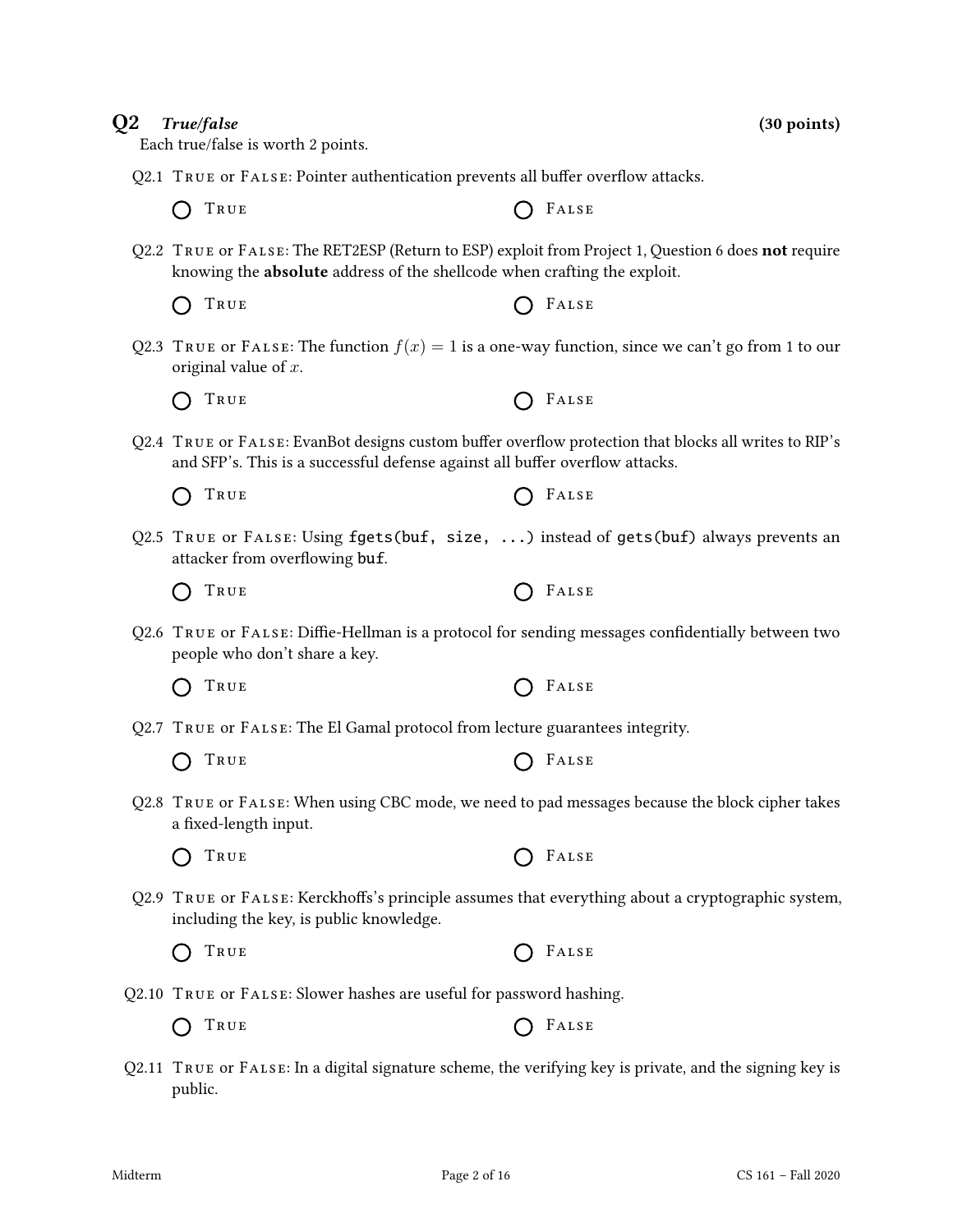## Q2 *True/false* (30 points)

Each true/false is worth 2 points.

Q2.1 TRUE or FALSE: Pointer authentication prevents all buffer overflow attacks.

◯ TRUE ◯ FALSE

Q2.2 TRUE or FALSE: The RET2ESP (Return to ESP) exploit from Project 1, Question 6 does **not** require knowing the **absolute** address of the shellcode when crafting the exploit.

◯ TRUE ◯ FALSE

Q2.3 TRUE or FALSE: The function $f(x) = 1$ is a one-way function, since we can't go from 1 to our original value of $x$.

◯ TRUE ◯ FALSE

Q2.4 TRUE or FALSE: EvanBot designs custom buffer overflow protection that blocks all writes to RIP's and SFP's. This is a successful defense against all buffer overflow attacks.

◯ TRUE ◯ FALSE

Q2.5 TRUE or FALSE: Using `fgets(buf, size, ...)` instead of `gets(buf)` always prevents an attacker from overflowing `buf`.

◯ TRUE ◯ FALSE

Q2.6 TRUE or FALSE: Diffie-Hellman is a protocol for sending messages confidentially between two people who don't share a key.

◯ TRUE ◯ FALSE

Q2.7 TRUE or FALSE: The El Gamal protocol from lecture guarantees integrity.

◯ TRUE ◯ FALSE

Q2.8 TRUE or FALSE: When using CBC mode, we need to pad messages because the block cipher takes a fixed-length input.

◯ TRUE ◯ FALSE

Q2.9 TRUE or FALSE: Kerckhoffs's principle assumes that everything about a cryptographic system, including the key, is public knowledge.

◯ TRUE ◯ FALSE

Q2.10 TRUE or FALSE: Slower hashes are useful for password hashing.

◯ TRUE ◯ FALSE

Q2.11 TRUE or FALSE: In a digital signature scheme, the verifying key is private, and the signing key is public.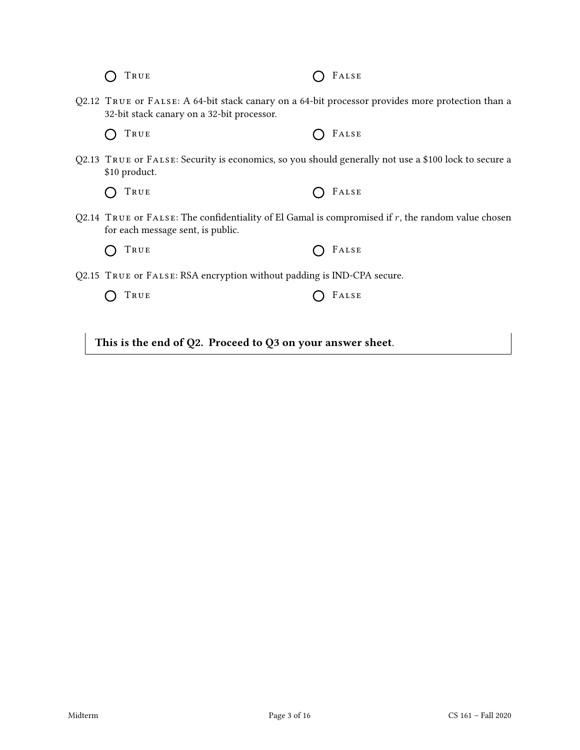◯ True ◯ False

Q2.12 True or False: A 64-bit stack canary on a 64-bit processor provides more protection than a 32-bit stack canary on a 32-bit processor.

◯ True ◯ False

Q2.13 True or False: Security is economics, so you should generally not use a $100 lock to secure a $10 product.

◯ True ◯ False

Q2.14 True or False: The confidentiality of El Gamal is compromised if $r$, the random value chosen for each message sent, is public.

◯ True ◯ False

Q2.15 True or False: RSA encryption without padding is IND-CPA secure.

◯ True ◯ False

**This is the end of Q2. Proceed to Q3 on your answer sheet**.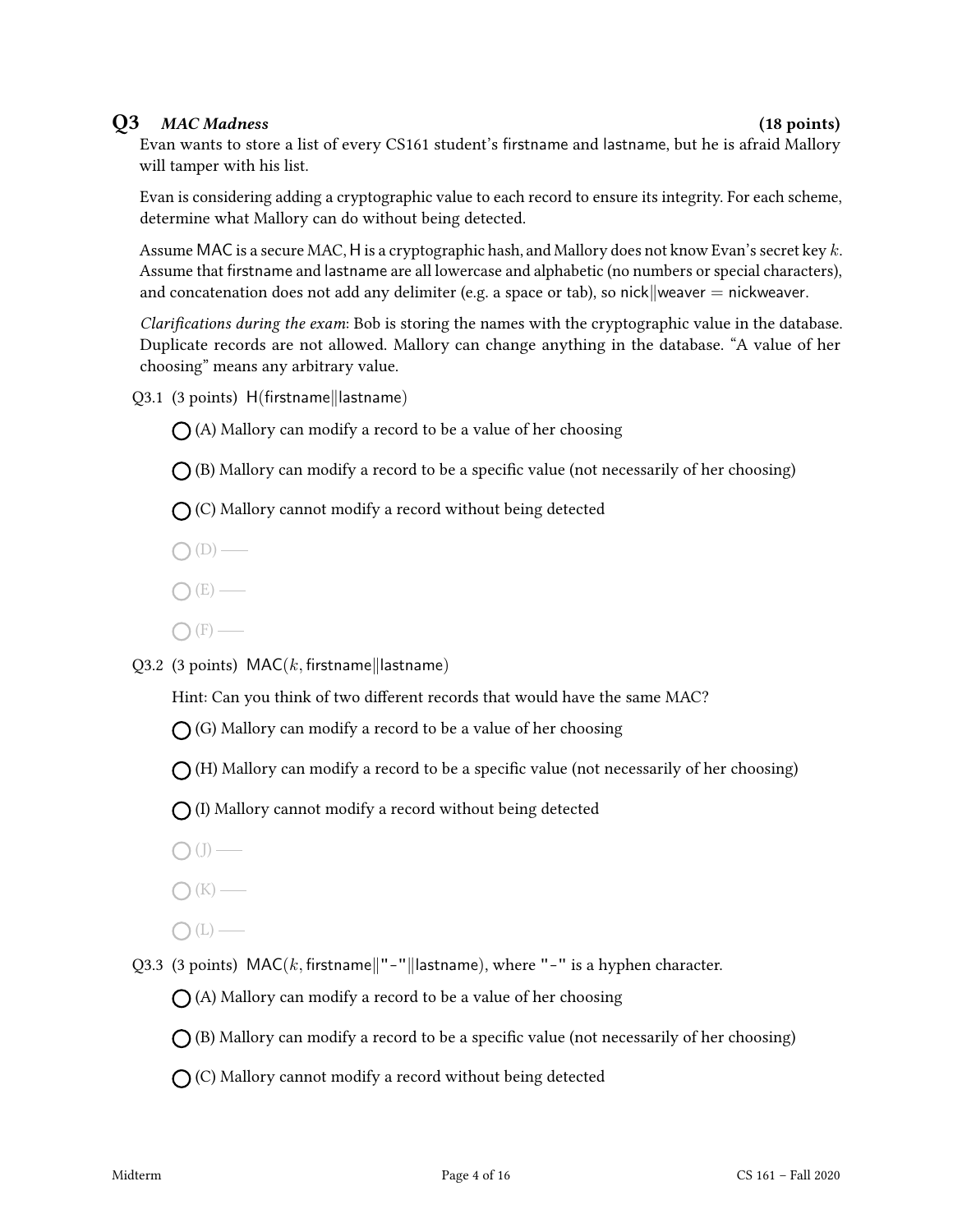## Q3 *MAC Madness* (18 points)

Evan wants to store a list of every CS161 student's firstname and lastname, but he is afraid Mallory will tamper with his list.

Evan is considering adding a cryptographic value to each record to ensure its integrity. For each scheme, determine what Mallory can do without being detected.

Assume MAC is a secure MAC, H is a cryptographic hash, and Mallory does not know Evan's secret key $k$. Assume that firstname and lastname are all lowercase and alphabetic (no numbers or special characters), and concatenation does not add any delimiter (e.g. a space or tab), so nick‖weaver = nickweaver.

*Clarifications during the exam*: Bob is storing the names with the cryptographic value in the database. Duplicate records are not allowed. Mallory can change anything in the database. "A value of her choosing" means any arbitrary value.

Q3.1 (3 points) H(firstname‖lastname)

- ◯ (A) Mallory can modify a record to be a value of her choosing
- ◯ (B) Mallory can modify a record to be a specific value (not necessarily of her choosing)
- ◯ (C) Mallory cannot modify a record without being detected
- ◯ (D) ——
- ◯ (E) ——
- ◯ (F) ——

Q3.2 (3 points) MAC($k$, firstname‖lastname)

Hint: Can you think of two different records that would have the same MAC?

- ◯ (G) Mallory can modify a record to be a value of her choosing
- ◯ (H) Mallory can modify a record to be a specific value (not necessarily of her choosing)
- ◯ (I) Mallory cannot modify a record without being detected
- ◯ (J) ——
- ◯ (K) ——
- ◯ (L) ——

Q3.3 (3 points) MAC($k$, firstname‖"-"‖lastname), where "-" is a hyphen character.

- ◯ (A) Mallory can modify a record to be a value of her choosing
- ◯ (B) Mallory can modify a record to be a specific value (not necessarily of her choosing)
- ◯ (C) Mallory cannot modify a record without being detected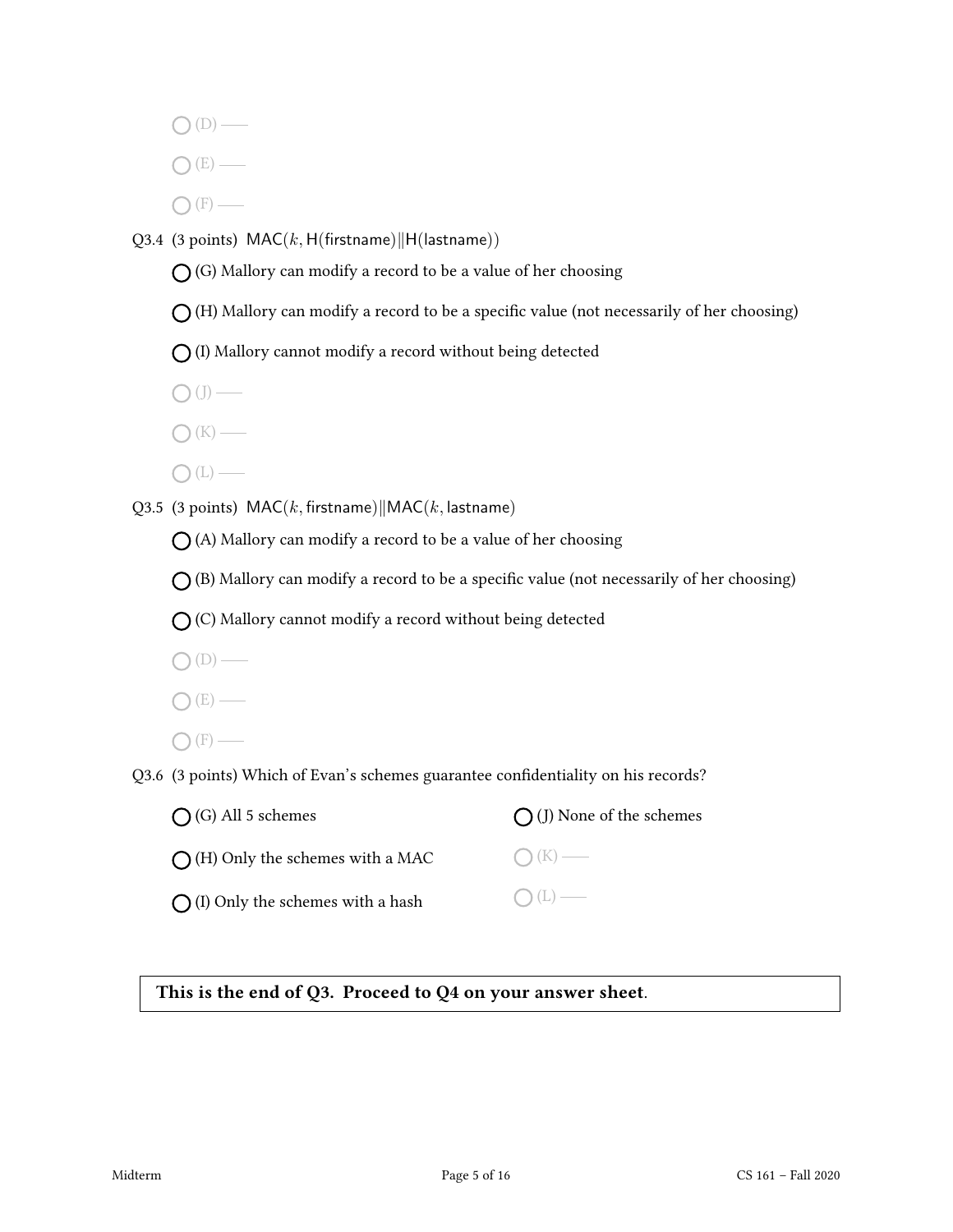◯ (D) ——

◯ (E) ——

◯ (F) ——

Q3.4 (3 points) $\mathsf{MAC}(k, \mathsf{H}(\mathsf{firstname}) \| \mathsf{H}(\mathsf{lastname}))$

◯ (G) Mallory can modify a record to be a value of her choosing

◯ (H) Mallory can modify a record to be a specific value (not necessarily of her choosing)

◯ (I) Mallory cannot modify a record without being detected

◯ (J) ——

◯ (K) ——

◯ (L) ——

Q3.5 (3 points) $\mathsf{MAC}(k, \mathsf{firstname}) \| \mathsf{MAC}(k, \mathsf{lastname})$

◯ (A) Mallory can modify a record to be a value of her choosing

◯ (B) Mallory can modify a record to be a specific value (not necessarily of her choosing)

◯ (C) Mallory cannot modify a record without being detected

◯ (D) ——

◯ (E) ——

◯ (F) ——

Q3.6 (3 points) Which of Evan's schemes guarantee confidentiality on his records?

◯ (G) All 5 schemes

◯ (H) Only the schemes with a MAC

◯ (I) Only the schemes with a hash

◯ (J) None of the schemes

◯ (K) ——

◯ (L) ——

**This is the end of Q3. Proceed to Q4 on your answer sheet.**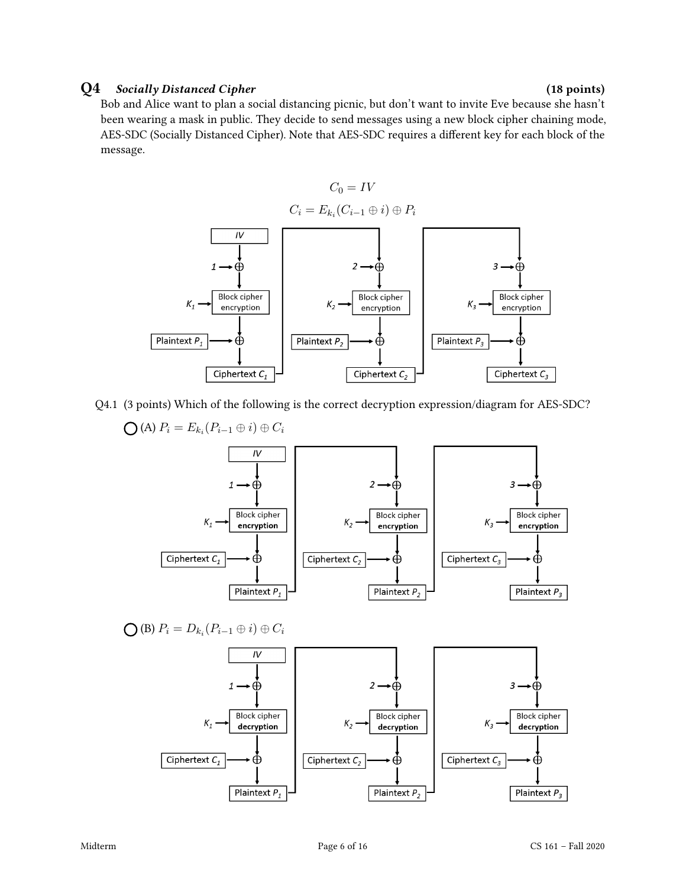## Q4 *Socially Distanced Cipher* (18 points)

Bob and Alice want to plan a social distancing picnic, but don't want to invite Eve because she hasn't been wearing a mask in public. They decide to send messages using a new block cipher chaining mode, AES-SDC (Socially Distanced Cipher). Note that AES-SDC requires a different key for each block of the message.

$$C_0 = IV$$

$$C_i = E_{k_i}(C_{i-1} \oplus i) \oplus P_i$$

Q4.1 (3 points) Which of the following is the correct decryption expression/diagram for AES-SDC?

◯ (A) $P_i = E_{k_i}(P_{i-1} \oplus i) \oplus C_i$

◯ (B) $P_i = D_{k_i}(P_{i-1} \oplus i) \oplus C_i$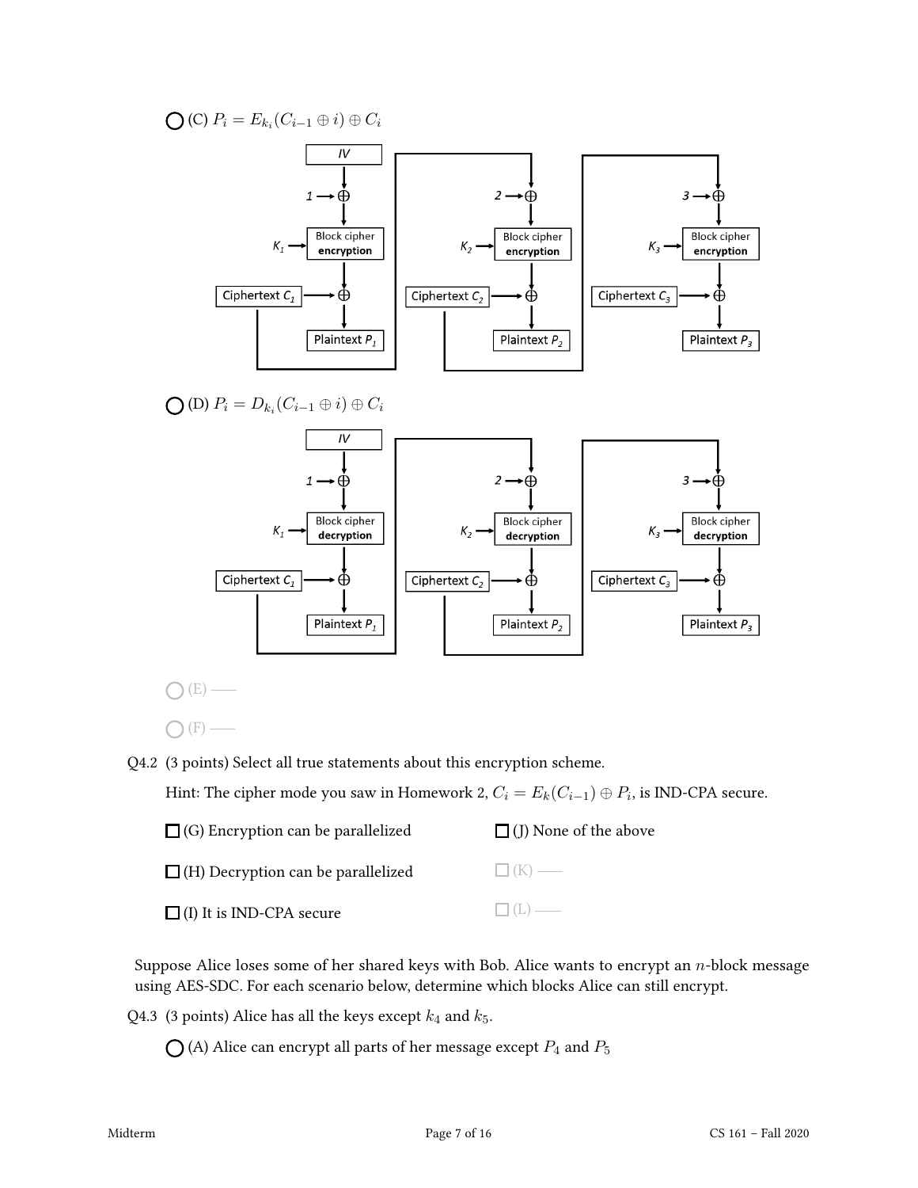◯ (C) $P_i = E_{k_i}(C_{i-1} \oplus i) \oplus C_i$

◯ (D) $P_i = D_{k_i}(C_{i-1} \oplus i) \oplus C_i$

◯ (E) ——

◯ (F) ——

Q4.2 (3 points) Select all true statements about this encryption scheme.

Hint: The cipher mode you saw in Homework 2, $C_i = E_k(C_{i-1}) \oplus P_i$, is IND-CPA secure.

☐ (G) Encryption can be parallelized

☐ (H) Decryption can be parallelized

☐ (I) It is IND-CPA secure

☐ (J) None of the above

☐ (K) ——

☐ (L) ——

Suppose Alice loses some of her shared keys with Bob. Alice wants to encrypt an $n$-block message using AES-SDC. For each scenario below, determine which blocks Alice can still encrypt.

Q4.3 (3 points) Alice has all the keys except $k_4$ and $k_5$.

◯ (A) Alice can encrypt all parts of her message except $P_4$ and $P_5$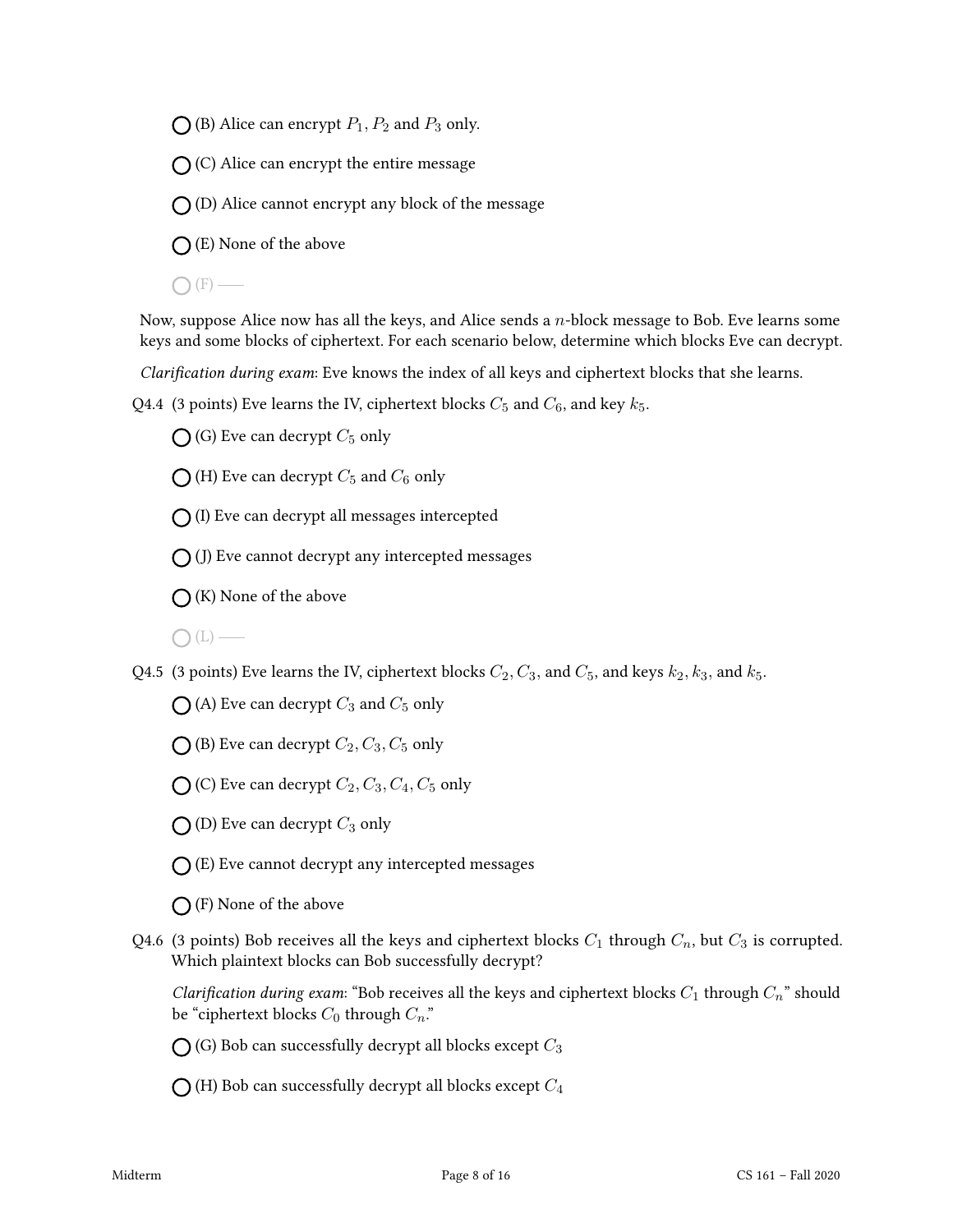○ (B) Alice can encrypt $P_1, P_2$ and $P_3$ only.

○ (C) Alice can encrypt the entire message

○ (D) Alice cannot encrypt any block of the message

○ (E) None of the above

○ (F) ——

Now, suppose Alice now has all the keys, and Alice sends a $n$-block message to Bob. Eve learns some keys and some blocks of ciphertext. For each scenario below, determine which blocks Eve can decrypt.

*Clarification during exam*: Eve knows the index of all keys and ciphertext blocks that she learns.

Q4.4 (3 points) Eve learns the IV, ciphertext blocks $C_5$ and $C_6$, and key $k_5$.

○ (G) Eve can decrypt $C_5$ only

○ (H) Eve can decrypt $C_5$ and $C_6$ only

○ (I) Eve can decrypt all messages intercepted

○ (J) Eve cannot decrypt any intercepted messages

○ (K) None of the above

○ (L) ——

Q4.5 (3 points) Eve learns the IV, ciphertext blocks $C_2, C_3$, and $C_5$, and keys $k_2, k_3$, and $k_5$.

○ (A) Eve can decrypt $C_3$ and $C_5$ only

○ (B) Eve can decrypt $C_2, C_3, C_5$ only

○ (C) Eve can decrypt $C_2, C_3, C_4, C_5$ only

○ (D) Eve can decrypt $C_3$ only

○ (E) Eve cannot decrypt any intercepted messages

○ (F) None of the above

Q4.6 (3 points) Bob receives all the keys and ciphertext blocks $C_1$ through $C_n$, but $C_3$ is corrupted. Which plaintext blocks can Bob successfully decrypt?

*Clarification during exam*: "Bob receives all the keys and ciphertext blocks $C_1$ through $C_n$" should be "ciphertext blocks $C_0$ through $C_n$."

○ (G) Bob can successfully decrypt all blocks except $C_3$

○ (H) Bob can successfully decrypt all blocks except $C_4$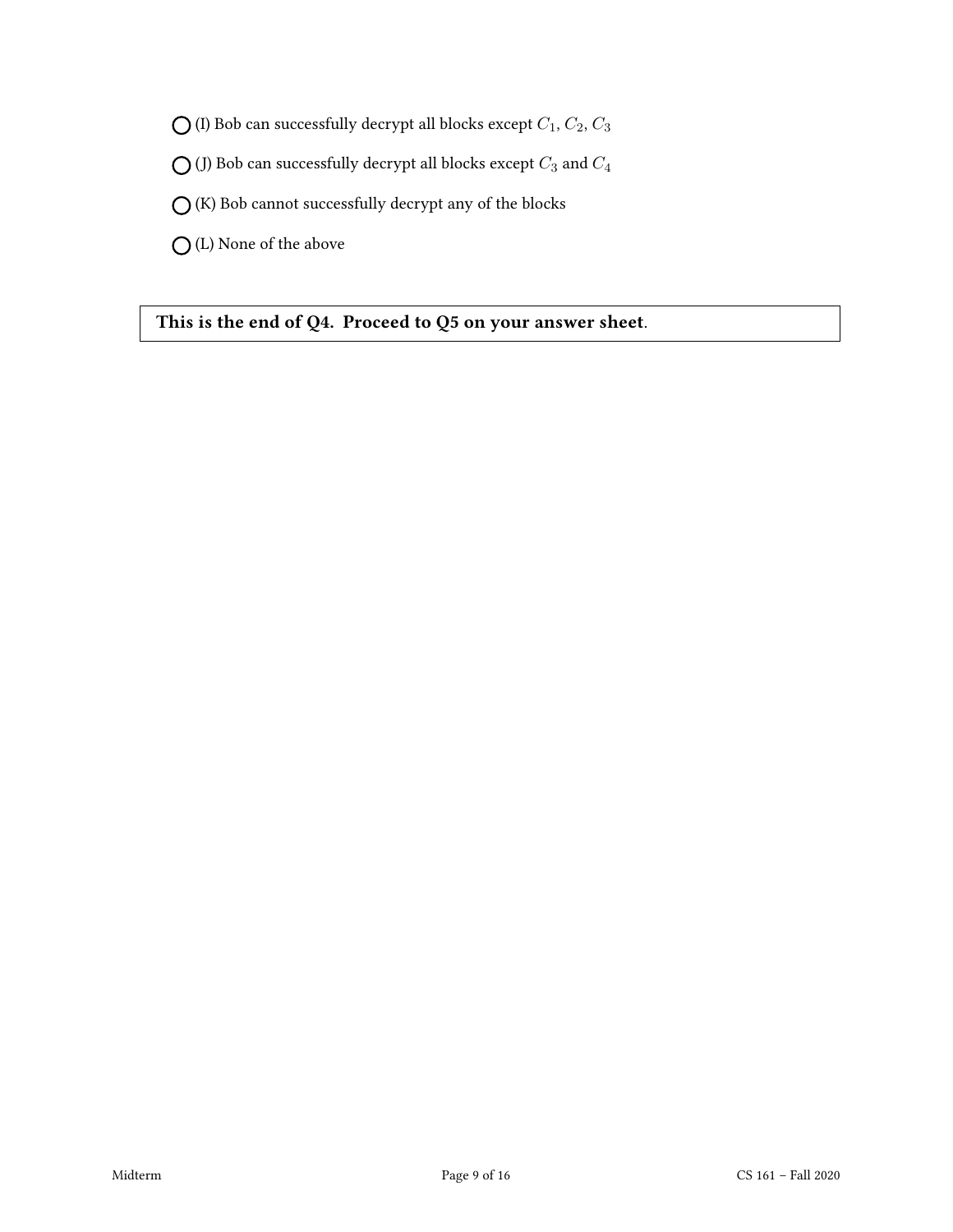◯ (I) Bob can successfully decrypt all blocks except $C_1$, $C_2$, $C_3$

◯ (J) Bob can successfully decrypt all blocks except $C_3$ and $C_4$

◯ (K) Bob cannot successfully decrypt any of the blocks

◯ (L) None of the above

**This is the end of Q4. Proceed to Q5 on your answer sheet**.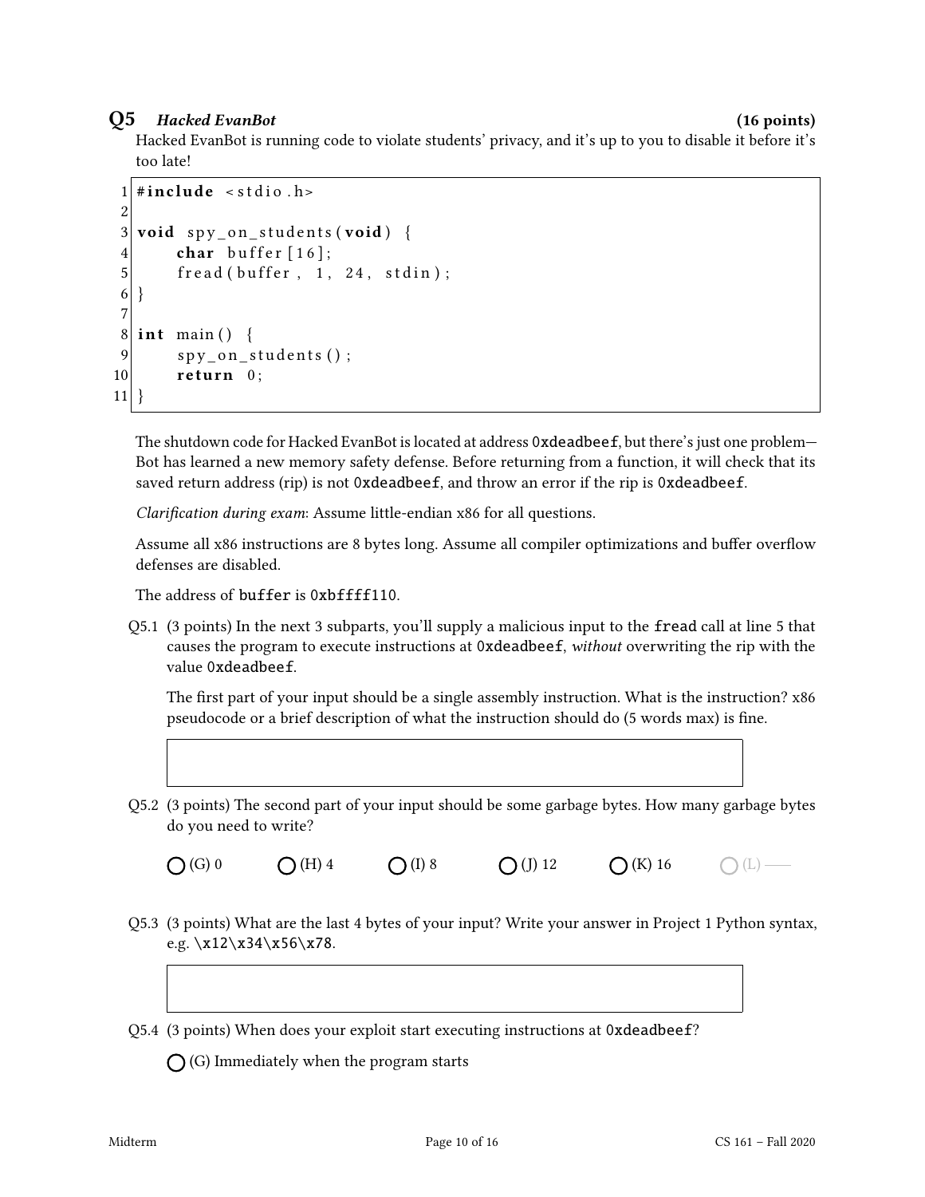## Q5 *Hacked EvanBot* (16 points)

Hacked EvanBot is running code to violate students' privacy, and it's up to you to disable it before it's too late!

```
1  #include <stdio.h>
2
3  void spy_on_students(void) {
4      char buffer[16];
5      fread(buffer, 1, 24, stdin);
6  }
7
8  int main() {
9      spy_on_students();
10     return 0;
11 }
```

The shutdown code for Hacked EvanBot is located at address `0xdeadbeef`, but there's just one problem—Bot has learned a new memory safety defense. Before returning from a function, it will check that its saved return address (rip) is not `0xdeadbeef`, and throw an error if the rip is `0xdeadbeef`.

*Clarification during exam*: Assume little-endian x86 for all questions.

Assume all x86 instructions are 8 bytes long. Assume all compiler optimizations and buffer overflow defenses are disabled.

The address of `buffer` is `0xbffff110`.

Q5.1 (3 points) In the next 3 subparts, you'll supply a malicious input to the `fread` call at line 5 that causes the program to execute instructions at `0xdeadbeef`, *without* overwriting the rip with the value `0xdeadbeef`.

The first part of your input should be a single assembly instruction. What is the instruction? x86 pseudocode or a brief description of what the instruction should do (5 words max) is fine.

Q5.2 (3 points) The second part of your input should be some garbage bytes. How many garbage bytes do you need to write?

◯ (G) 0　　◯ (H) 4　　◯ (I) 8　　◯ (J) 12　　◯ (K) 16　　◯ (L) ——

Q5.3 (3 points) What are the last 4 bytes of your input? Write your answer in Project 1 Python syntax, e.g. `\x12\x34\x56\x78`.

Q5.4 (3 points) When does your exploit start executing instructions at `0xdeadbeef`?

◯ (G) Immediately when the program starts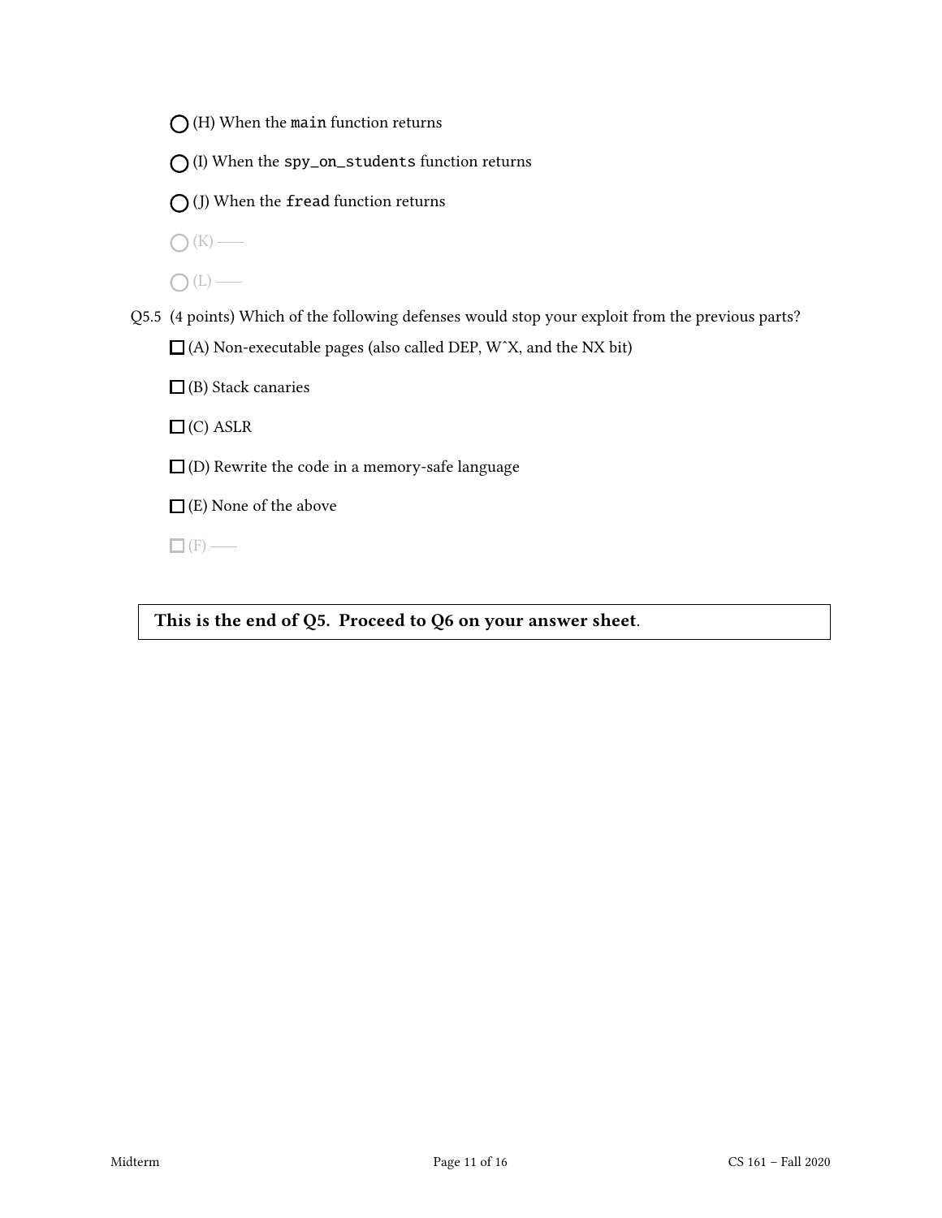◯ (H) When the `main` function returns

◯ (I) When the `spy_on_students` function returns

◯ (J) When the `fread` function returns

◯ (K) ——

◯ (L) ——

Q5.5 (4 points) Which of the following defenses would stop your exploit from the previous parts?

☐ (A) Non-executable pages (also called DEP, WˆX, and the NX bit)

☐ (B) Stack canaries

☐ (C) ASLR

☐ (D) Rewrite the code in a memory-safe language

☐ (E) None of the above

☐ (F) ——

**This is the end of Q5. Proceed to Q6 on your answer sheet**.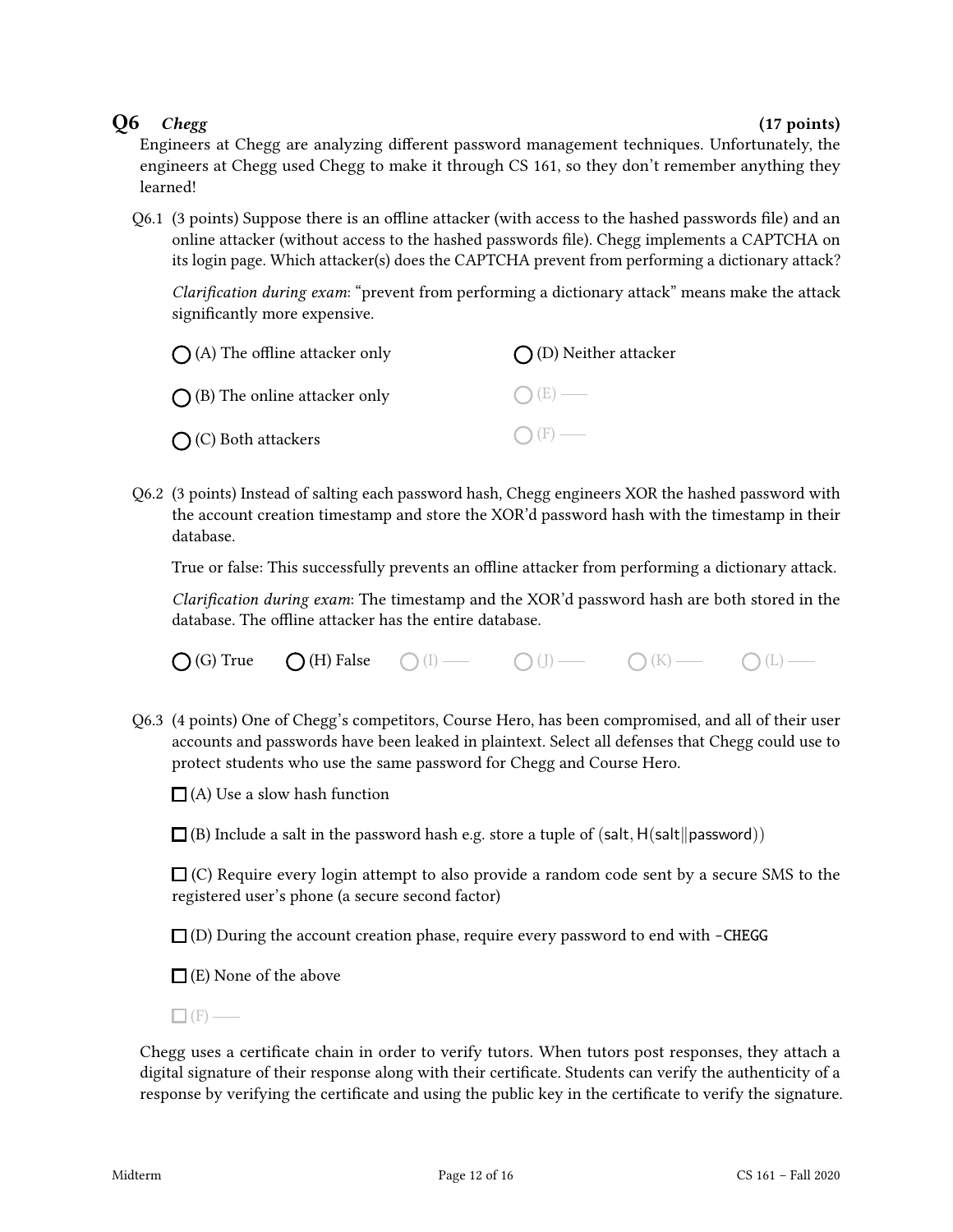## Q6 *Chegg* (17 points)

Engineers at Chegg are analyzing different password management techniques. Unfortunately, the engineers at Chegg used Chegg to make it through CS 161, so they don't remember anything they learned!

Q6.1 (3 points) Suppose there is an offline attacker (with access to the hashed passwords file) and an online attacker (without access to the hashed passwords file). Chegg implements a CAPTCHA on its login page. Which attacker(s) does the CAPTCHA prevent from performing a dictionary attack?

*Clarification during exam*: "prevent from performing a dictionary attack" means make the attack significantly more expensive.

- ◯ (A) The offline attacker only
- ◯ (B) The online attacker only
- ◯ (C) Both attackers
- ◯ (D) Neither attacker
- ◯ (E) —
- ◯ (F) —

Q6.2 (3 points) Instead of salting each password hash, Chegg engineers XOR the hashed password with the account creation timestamp and store the XOR'd password hash with the timestamp in their database.

True or false: This successfully prevents an offline attacker from performing a dictionary attack.

*Clarification during exam*: The timestamp and the XOR'd password hash are both stored in the database. The offline attacker has the entire database.

◯ (G) True ◯ (H) False ◯ (I) — ◯ (J) — ◯ (K) — ◯ (L) —

Q6.3 (4 points) One of Chegg's competitors, Course Hero, has been compromised, and all of their user accounts and passwords have been leaked in plaintext. Select all defenses that Chegg could use to protect students who use the same password for Chegg and Course Hero.

- ☐ (A) Use a slow hash function
- ☐ (B) Include a salt in the password hash e.g. store a tuple of $(\mathsf{salt}, \mathsf{H}(\mathsf{salt} \| \mathsf{password}))$
- ☐ (C) Require every login attempt to also provide a random code sent by a secure SMS to the registered user's phone (a secure second factor)
- ☐ (D) During the account creation phase, require every password to end with `-CHEGG`
- ☐ (E) None of the above
- ☐ (F) —

Chegg uses a certificate chain in order to verify tutors. When tutors post responses, they attach a digital signature of their response along with their certificate. Students can verify the authenticity of a response by verifying the certificate and using the public key in the certificate to verify the signature.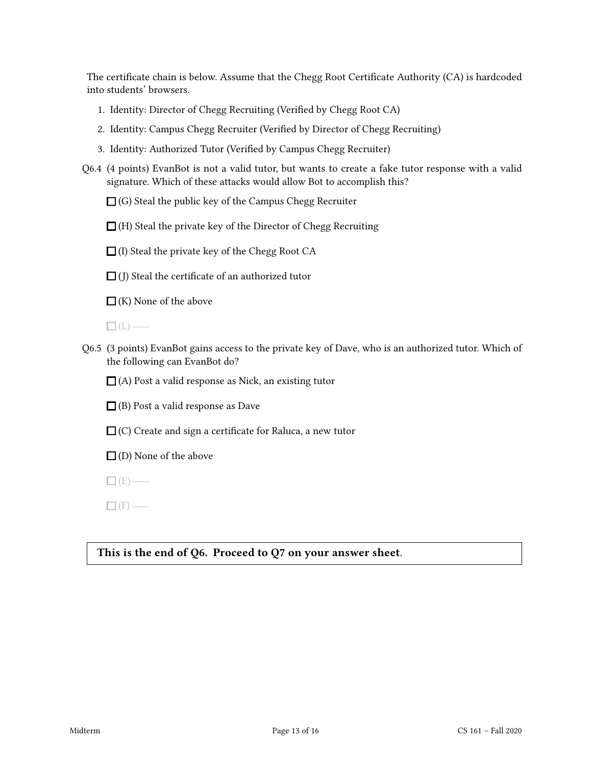The certificate chain is below. Assume that the Chegg Root Certificate Authority (CA) is hardcoded into students' browsers.

1. Identity: Director of Chegg Recruiting (Verified by Chegg Root CA)
2. Identity: Campus Chegg Recruiter (Verified by Director of Chegg Recruiting)
3. Identity: Authorized Tutor (Verified by Campus Chegg Recruiter)

Q6.4 (4 points) EvanBot is not a valid tutor, but wants to create a fake tutor response with a valid signature. Which of these attacks would allow Bot to accomplish this?

☐ (G) Steal the public key of the Campus Chegg Recruiter

☐ (H) Steal the private key of the Director of Chegg Recruiting

☐ (I) Steal the private key of the Chegg Root CA

☐ (J) Steal the certificate of an authorized tutor

☐ (K) None of the above

☐ (L) ——

Q6.5 (3 points) EvanBot gains access to the private key of Dave, who is an authorized tutor. Which of the following can EvanBot do?

☐ (A) Post a valid response as Nick, an existing tutor

☐ (B) Post a valid response as Dave

☐ (C) Create and sign a certificate for Raluca, a new tutor

☐ (D) None of the above

☐ (E) ——

☐ (F) ——

**This is the end of Q6. Proceed to Q7 on your answer sheet.**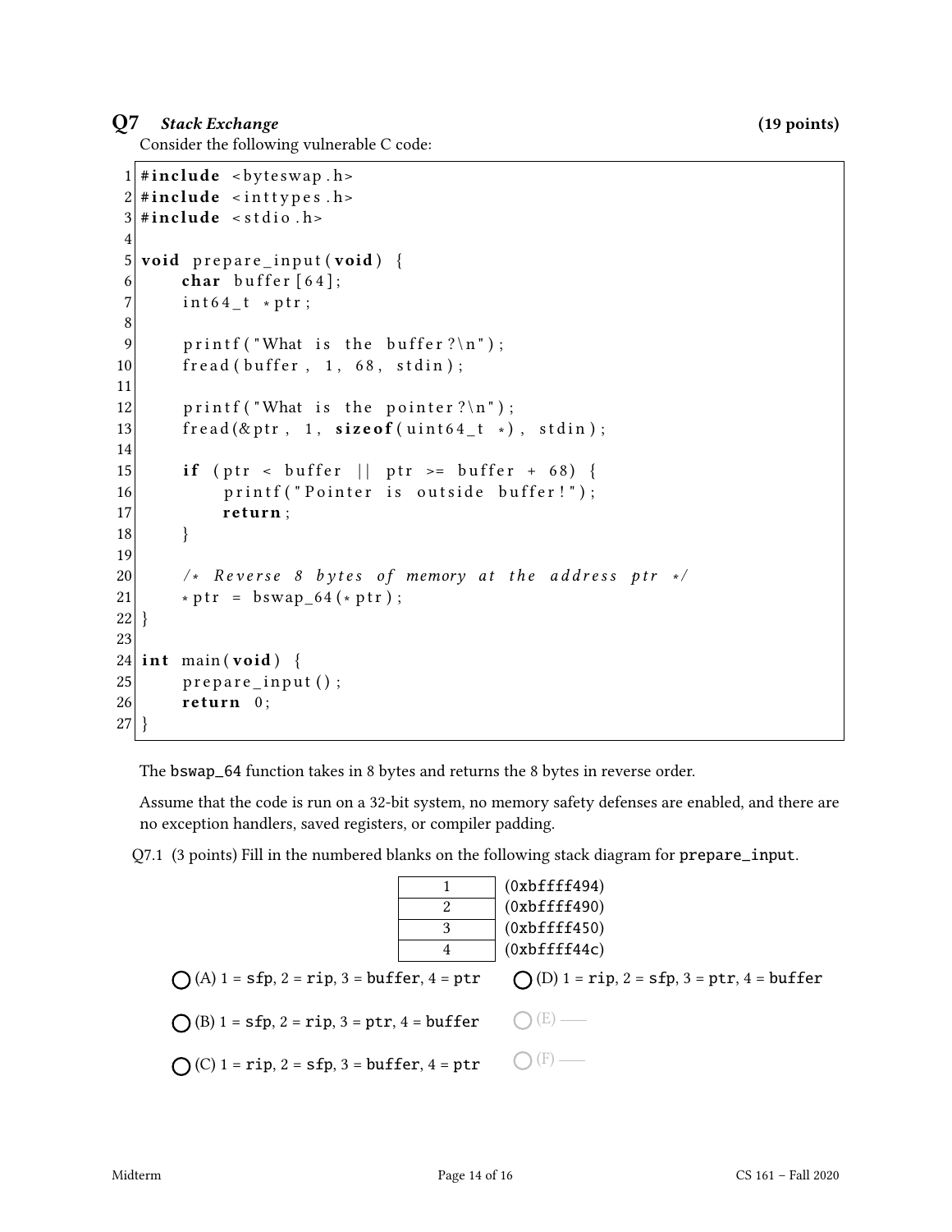## Q7 *Stack Exchange* (19 points)

Consider the following vulnerable C code:

```
1  #include <byteswap.h>
2  #include <inttypes.h>
3  #include <stdio.h>
4
5  void prepare_input(void) {
6      char buffer[64];
7      int64_t *ptr;
8
9      printf("What is the buffer?\n");
10     fread(buffer, 1, 68, stdin);
11
12     printf("What is the pointer?\n");
13     fread(&ptr, 1, sizeof(uint64_t *), stdin);
14
15     if (ptr < buffer || ptr >= buffer + 68) {
16         printf("Pointer is outside buffer!");
17         return;
18     }
19
20     /* Reverse 8 bytes of memory at the address ptr */
21     *ptr = bswap_64(*ptr);
22 }
23
24 int main(void) {
25     prepare_input();
26     return 0;
27 }
```

The `bswap_64` function takes in 8 bytes and returns the 8 bytes in reverse order.

Assume that the code is run on a 32-bit system, no memory safety defenses are enabled, and there are no exception handlers, saved registers, or compiler padding.

Q7.1 (3 points) Fill in the numbered blanks on the following stack diagram for `prepare_input`.

| | |
|---|---|
| 1 | (0xbffff494) |
| 2 | (0xbffff490) |
| 3 | (0xbffff450) |
| 4 | (0xbffff44c) |

◯ (A) 1 = `sfp`, 2 = `rip`, 3 = `buffer`, 4 = `ptr`

◯ (B) 1 = `sfp`, 2 = `rip`, 3 = `ptr`, 4 = `buffer`

◯ (C) 1 = `rip`, 2 = `sfp`, 3 = `buffer`, 4 = `ptr`

◯ (D) 1 = `rip`, 2 = `sfp`, 3 = `ptr`, 4 = `buffer`

◯ (E) ——

◯ (F) ——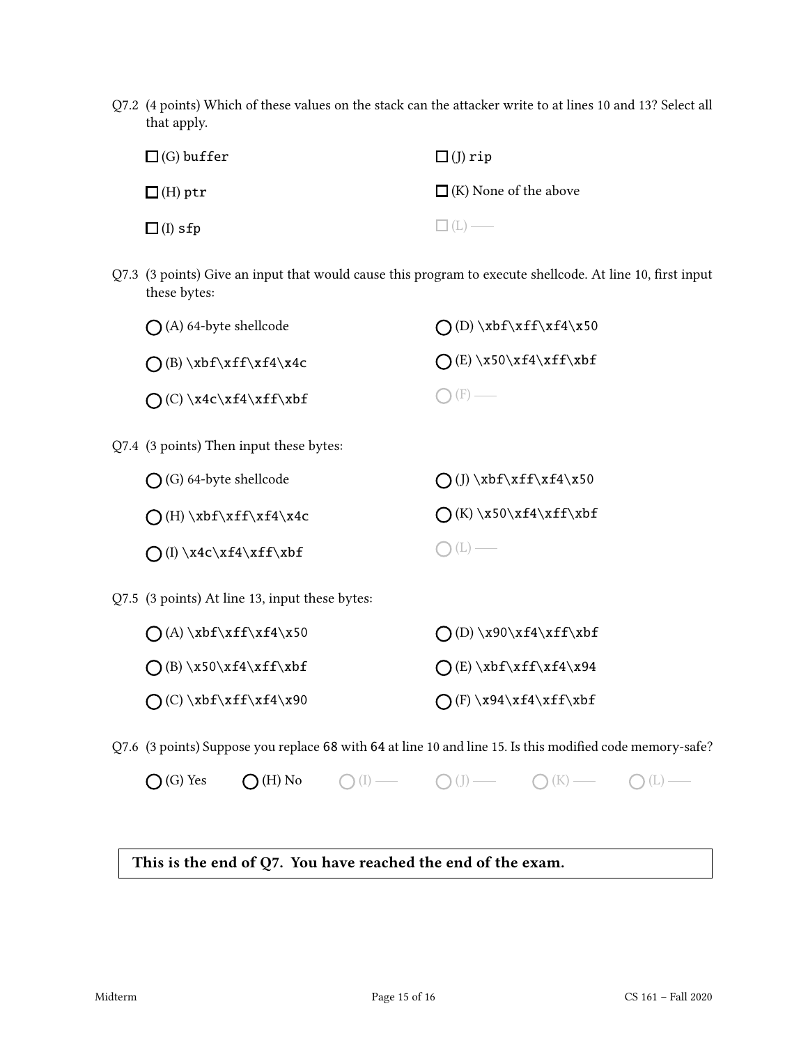Q7.2 (4 points) Which of these values on the stack can the attacker write to at lines 10 and 13? Select all that apply.

☐ (G) `buffer`

☐ (H) `ptr`

☐ (I) `sfp`

☐ (J) `rip`

☐ (K) None of the above

☐ (L) ——

Q7.3 (3 points) Give an input that would cause this program to execute shellcode. At line 10, first input these bytes:

◯ (A) 64-byte shellcode

◯ (B) `\xbf\xff\xf4\x4c`

◯ (C) `\x4c\xf4\xff\xbf`

◯ (D) `\xbf\xff\xf4\x50`

◯ (E) `\x50\xf4\xff\xbf`

◯ (F) ——

Q7.4 (3 points) Then input these bytes:

◯ (G) 64-byte shellcode

◯ (H) `\xbf\xff\xf4\x4c`

◯ (I) `\x4c\xf4\xff\xbf`

◯ (J) `\xbf\xff\xf4\x50`

◯ (K) `\x50\xf4\xff\xbf`

◯ (L) ——

Q7.5 (3 points) At line 13, input these bytes:

◯ (A) `\xbf\xff\xf4\x50`

◯ (B) `\x50\xf4\xff\xbf`

◯ (C) `\xbf\xff\xf4\x90`

◯ (D) `\x90\xf4\xff\xbf`

◯ (E) `\xbf\xff\xf4\x94`

◯ (F) `\x94\xf4\xff\xbf`

Q7.6 (3 points) Suppose you replace `68` with `64` at line 10 and line 15. Is this modified code memory-safe?

◯ (G) Yes ◯ (H) No ◯ (I) —— ◯ (J) —— ◯ (K) —— ◯ (L) ——

**This is the end of Q7. You have reached the end of the exam.**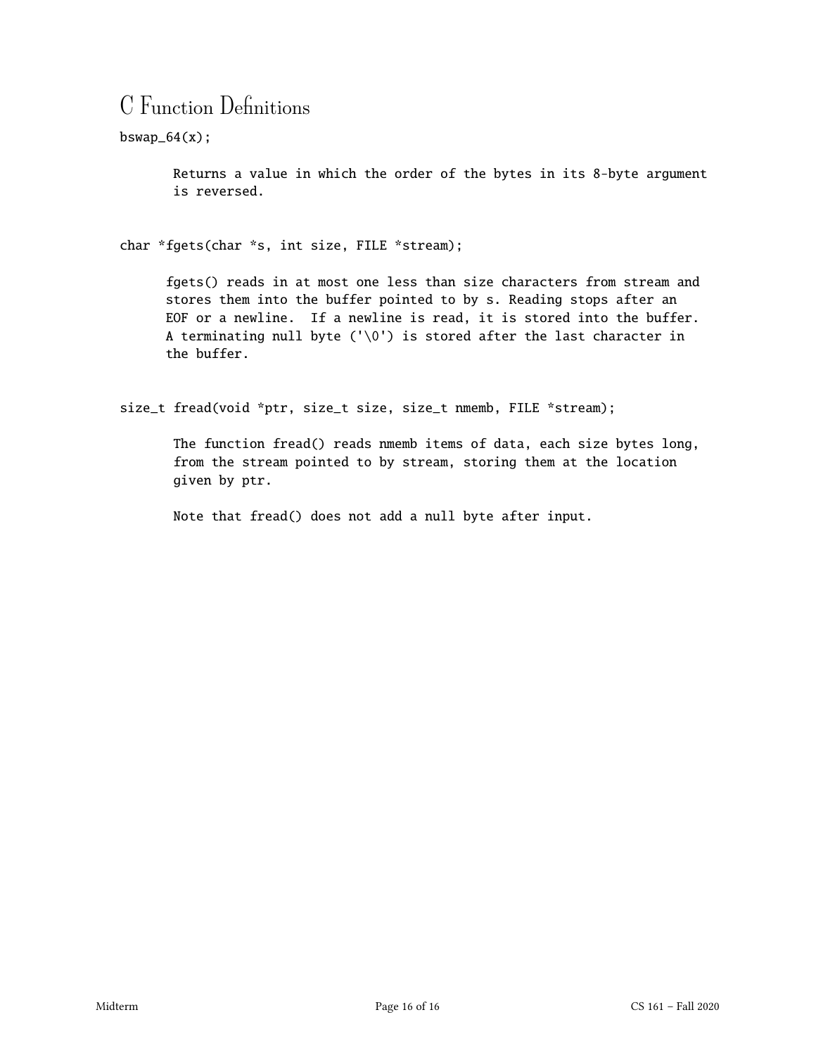# C Function Definitions

```
bswap_64(x);
```

Returns a value in which the order of the bytes in its 8-byte argument is reversed.

```
char *fgets(char *s, int size, FILE *stream);
```

fgets() reads in at most one less than size characters from stream and stores them into the buffer pointed to by s. Reading stops after an EOF or a newline. If a newline is read, it is stored into the buffer. A terminating null byte ('\0') is stored after the last character in the buffer.

```
size_t fread(void *ptr, size_t size, size_t nmemb, FILE *stream);
```

The function fread() reads nmemb items of data, each size bytes long, from the stream pointed to by stream, storing them at the location given by ptr.

Note that fread() does not add a null byte after input.